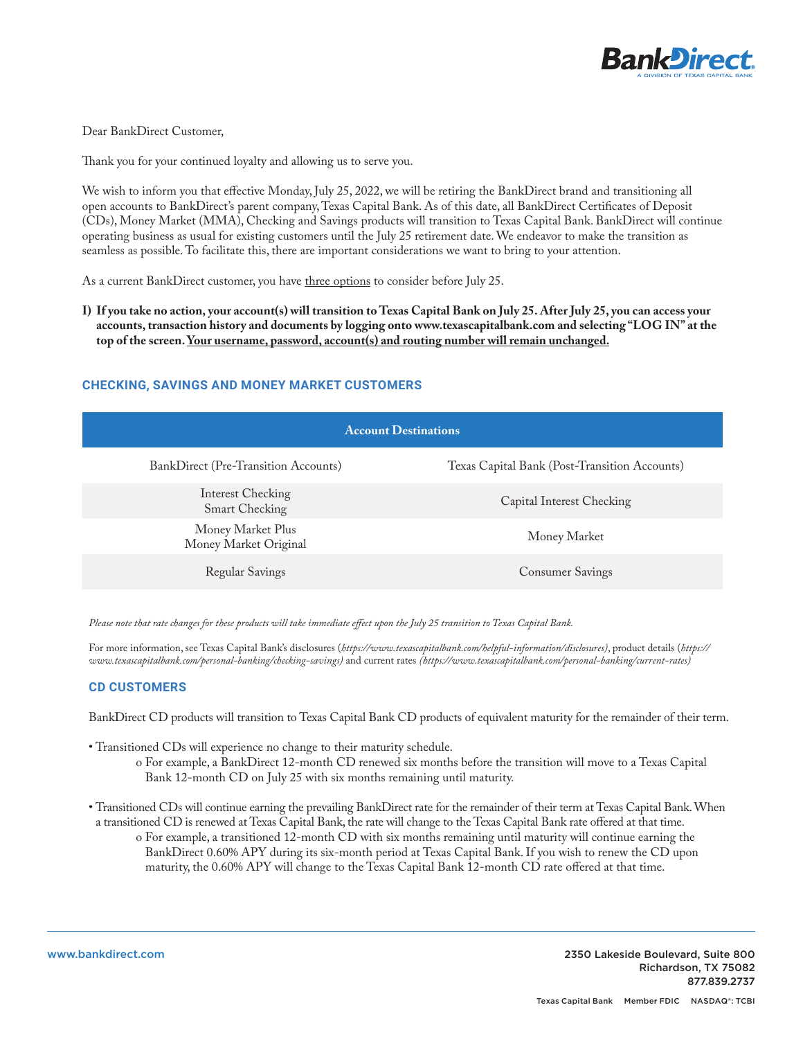Dear BankDirect Customer,

Thank you for your continued loyalty and allowing us to serve you.

We wish to inform you that effective Monday, July 25, 2022, we will be retiring the BankDirect brand and transitioning all open accounts to BankDirect's parent company, Texas Capital Bank. As of this date, all BankDirect Certificates of Deposit (CDs), Money Market (MMA), Checking and Savings products will transition to Texas Capital Bank. BankDirect will continue operating business as usual for existing customers until the July 25 retirement date. We endeavor to make the transition as seamless as possible. To facilitate this, there are important considerations we want to bring to your attention.

As a current BankDirect customer, you have three options to consider before July 25.

**I) If you take no action, your account(s) will transition to Texas Capital Bank on July 25. After July 25, you can access your accounts, transaction history and documents by logging onto www.texascapitalbank.com and selecting "LOG IN" at the top of the screen. Your username, password, account(s) and routing number will remain unchanged.**

## CHECKING, SAVINGS AND MONEY MARKET CUSTOMERS

| Account Destinations | |
|---|---|
| BankDirect (Pre-Transition Accounts) | Texas Capital Bank (Post-Transition Accounts) |
| Interest Checking<br>Smart Checking | Capital Interest Checking |
| Money Market Plus<br>Money Market Original | Money Market |
| Regular Savings | Consumer Savings |

*Please note that rate changes for these products will take immediate effect upon the July 25 transition to Texas Capital Bank.*

For more information, see Texas Capital Bank's disclosures (*https://www.texascapitalbank.com/helpful-information/disclosures)*, product details (*https://www.texascapitalbank.com/personal-banking/checking-savings)* and current rates *(https://www.texascapitalbank.com/personal-banking/current-rates)*

## CD CUSTOMERS

BankDirect CD products will transition to Texas Capital Bank CD products of equivalent maturity for the remainder of their term.

- Transitioned CDs will experience no change to their maturity schedule.
  - For example, a BankDirect 12-month CD renewed six months before the transition will move to a Texas Capital Bank 12-month CD on July 25 with six months remaining until maturity.

- Transitioned CDs will continue earning the prevailing BankDirect rate for the remainder of their term at Texas Capital Bank. When a transitioned CD is renewed at Texas Capital Bank, the rate will change to the Texas Capital Bank rate offered at that time.
  - For example, a transitioned 12-month CD with six months remaining until maturity will continue earning the BankDirect 0.60% APY during its six-month period at Texas Capital Bank. If you wish to renew the CD upon maturity, the 0.60% APY will change to the Texas Capital Bank 12-month CD rate offered at that time.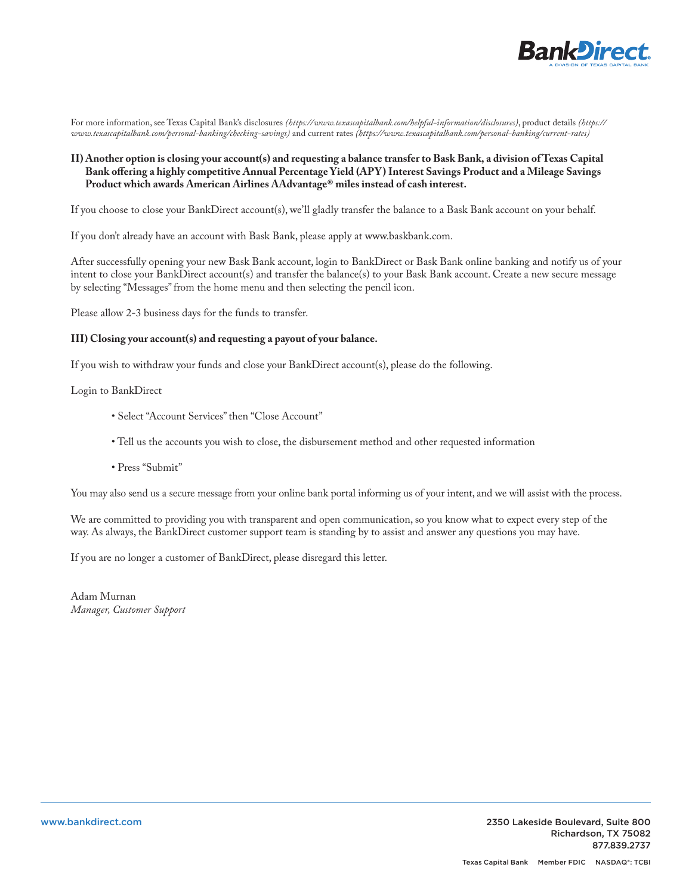For more information, see Texas Capital Bank's disclosures *(https://www.texascapitalbank.com/helpful-information/disclosures)*, product details *(https://www.texascapitalbank.com/personal-banking/checking-savings)* and current rates *(https://www.texascapitalbank.com/personal-banking/current-rates)*

**II) Another option is closing your account(s) and requesting a balance transfer to Bask Bank, a division of Texas Capital Bank offering a highly competitive Annual Percentage Yield (APY) Interest Savings Product and a Mileage Savings Product which awards American Airlines AAdvantage® miles instead of cash interest.**

If you choose to close your BankDirect account(s), we'll gladly transfer the balance to a Bask Bank account on your behalf.

If you don't already have an account with Bask Bank, please apply at www.baskbank.com.

After successfully opening your new Bask Bank account, login to BankDirect or Bask Bank online banking and notify us of your intent to close your BankDirect account(s) and transfer the balance(s) to your Bask Bank account. Create a new secure message by selecting "Messages" from the home menu and then selecting the pencil icon.

Please allow 2-3 business days for the funds to transfer.

**III) Closing your account(s) and requesting a payout of your balance.**

If you wish to withdraw your funds and close your BankDirect account(s), please do the following.

Login to BankDirect

- Select "Account Services" then "Close Account"
- Tell us the accounts you wish to close, the disbursement method and other requested information
- Press "Submit"

You may also send us a secure message from your online bank portal informing us of your intent, and we will assist with the process.

We are committed to providing you with transparent and open communication, so you know what to expect every step of the way. As always, the BankDirect customer support team is standing by to assist and answer any questions you may have.

If you are no longer a customer of BankDirect, please disregard this letter.

Adam Murnan
*Manager, Customer Support*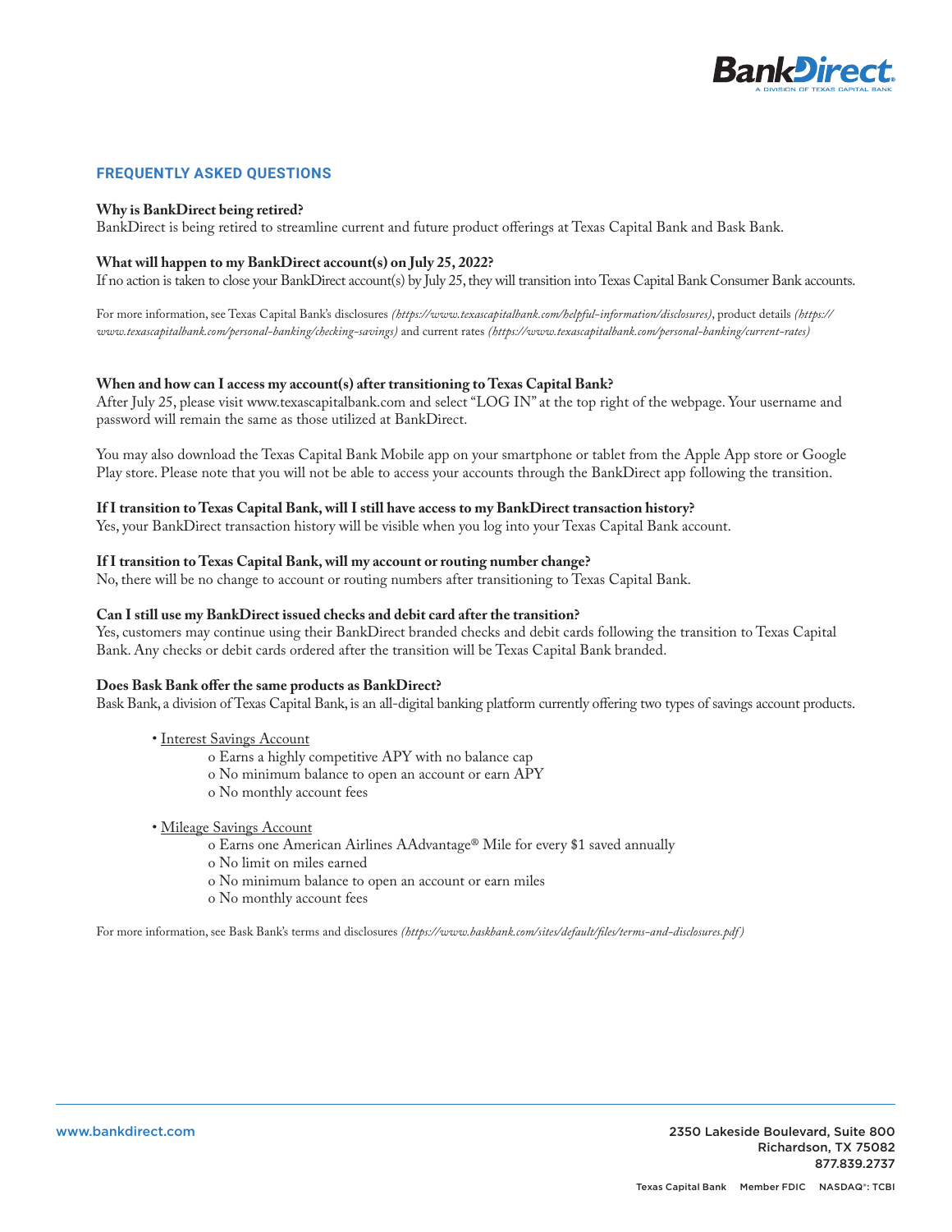## FREQUENTLY ASKED QUESTIONS

**Why is BankDirect being retired?**
BankDirect is being retired to streamline current and future product offerings at Texas Capital Bank and Bask Bank.

**What will happen to my BankDirect account(s) on July 25, 2022?**
If no action is taken to close your BankDirect account(s) by July 25, they will transition into Texas Capital Bank Consumer Bank accounts.

For more information, see Texas Capital Bank's disclosures *(https://www.texascapitalbank.com/helpful-information/disclosures)*, product details *(https://www.texascapitalbank.com/personal-banking/checking-savings)* and current rates *(https://www.texascapitalbank.com/personal-banking/current-rates)*

**When and how can I access my account(s) after transitioning to Texas Capital Bank?**
After July 25, please visit www.texascapitalbank.com and select "LOG IN" at the top right of the webpage. Your username and password will remain the same as those utilized at BankDirect.

You may also download the Texas Capital Bank Mobile app on your smartphone or tablet from the Apple App store or Google Play store. Please note that you will not be able to access your accounts through the BankDirect app following the transition.

**If I transition to Texas Capital Bank, will I still have access to my BankDirect transaction history?**
Yes, your BankDirect transaction history will be visible when you log into your Texas Capital Bank account.

**If I transition to Texas Capital Bank, will my account or routing number change?**
No, there will be no change to account or routing numbers after transitioning to Texas Capital Bank.

**Can I still use my BankDirect issued checks and debit card after the transition?**
Yes, customers may continue using their BankDirect branded checks and debit cards following the transition to Texas Capital Bank. Any checks or debit cards ordered after the transition will be Texas Capital Bank branded.

**Does Bask Bank offer the same products as BankDirect?**
Bask Bank, a division of Texas Capital Bank, is an all-digital banking platform currently offering two types of savings account products.

- Interest Savings Account
  - Earns a highly competitive APY with no balance cap
  - No minimum balance to open an account or earn APY
  - No monthly account fees
- Mileage Savings Account
  - Earns one American Airlines AAdvantage® Mile for every $1 saved annually
  - No limit on miles earned
  - No minimum balance to open an account or earn miles
  - No monthly account fees

For more information, see Bask Bank's terms and disclosures *(https://www.baskbank.com/sites/default/files/terms-and-disclosures.pdf)*

www.bankdirect.com

2350 Lakeside Boulevard, Suite 800
Richardson, TX 75082
877.839.2737

Texas Capital Bank Member FDIC NASDAQ®: TCBI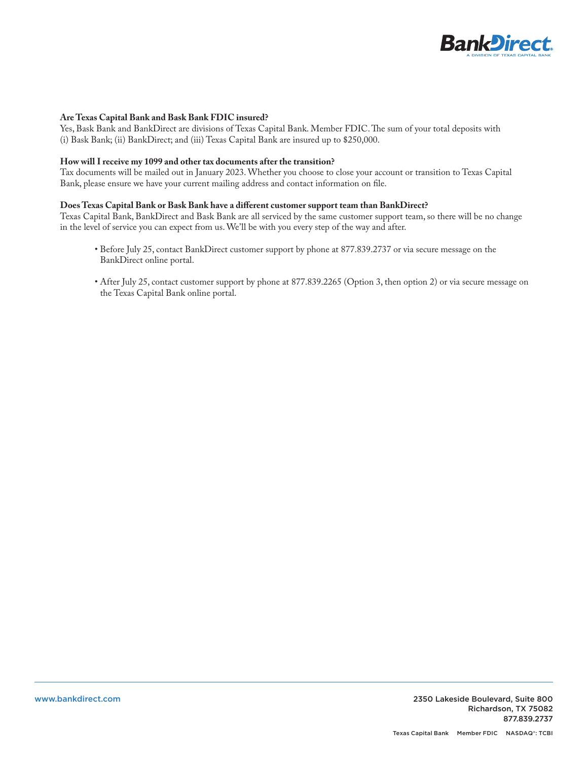**Are Texas Capital Bank and Bask Bank FDIC insured?**
Yes, Bask Bank and BankDirect are divisions of Texas Capital Bank. Member FDIC. The sum of your total deposits with (i) Bask Bank; (ii) BankDirect; and (iii) Texas Capital Bank are insured up to $250,000.

**How will I receive my 1099 and other tax documents after the transition?**
Tax documents will be mailed out in January 2023. Whether you choose to close your account or transition to Texas Capital Bank, please ensure we have your current mailing address and contact information on file.

**Does Texas Capital Bank or Bask Bank have a different customer support team than BankDirect?**
Texas Capital Bank, BankDirect and Bask Bank are all serviced by the same customer support team, so there will be no change in the level of service you can expect from us. We'll be with you every step of the way and after.

- Before July 25, contact BankDirect customer support by phone at 877.839.2737 or via secure message on the BankDirect online portal.
- After July 25, contact customer support by phone at 877.839.2265 (Option 3, then option 2) or via secure message on the Texas Capital Bank online portal.

www.bankdirect.com

2350 Lakeside Boulevard, Suite 800
Richardson, TX 75082
877.839.2737

Texas Capital Bank Member FDIC NASDAQ®: TCBI